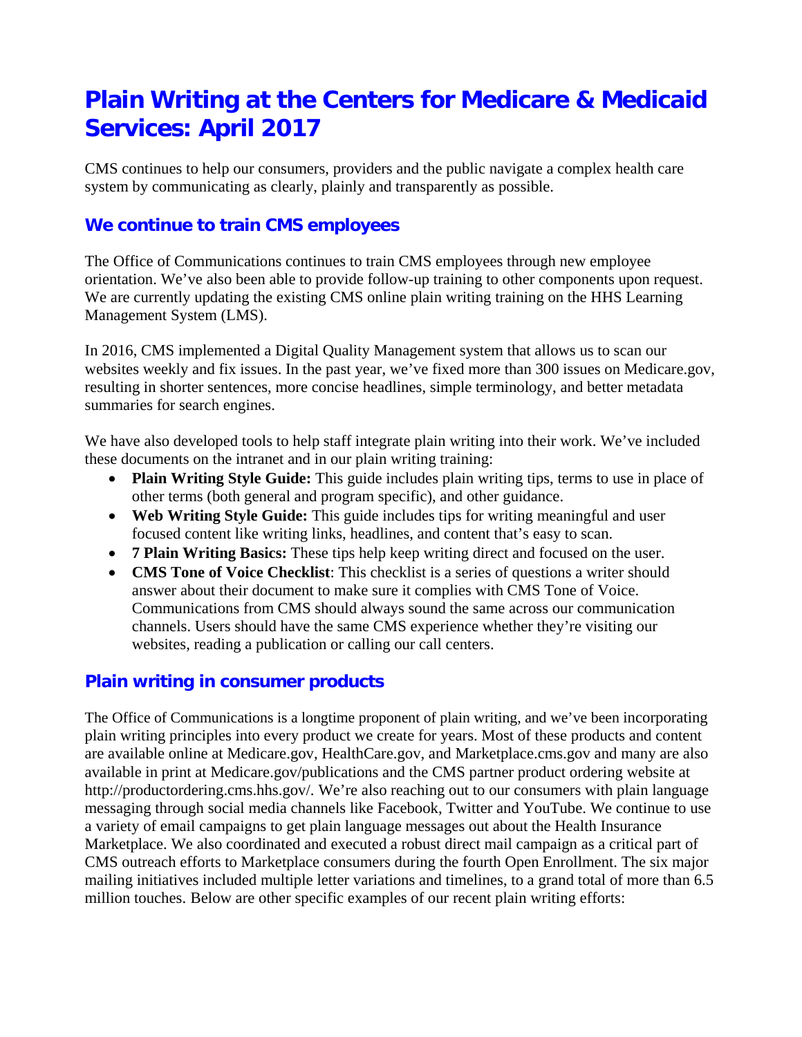# Plain Writing at the Centers for Medicare & Medicaid Services: April 2017

CMS continues to help our consumers, providers and the public navigate a complex health care system by communicating as clearly, plainly and transparently as possible.

## We continue to train CMS employees

The Office of Communications continues to train CMS employees through new employee orientation. We've also been able to provide follow-up training to other components upon request. We are currently updating the existing CMS online plain writing training on the HHS Learning Management System (LMS).

In 2016, CMS implemented a Digital Quality Management system that allows us to scan our websites weekly and fix issues. In the past year, we've fixed more than 300 issues on Medicare.gov, resulting in shorter sentences, more concise headlines, simple terminology, and better metadata summaries for search engines.

We have also developed tools to help staff integrate plain writing into their work. We've included these documents on the intranet and in our plain writing training:

- **Plain Writing Style Guide:** This guide includes plain writing tips, terms to use in place of other terms (both general and program specific), and other guidance.
- **Web Writing Style Guide:** This guide includes tips for writing meaningful and user focused content like writing links, headlines, and content that's easy to scan.
- **7 Plain Writing Basics:** These tips help keep writing direct and focused on the user.
- **CMS Tone of Voice Checklist**: This checklist is a series of questions a writer should answer about their document to make sure it complies with CMS Tone of Voice. Communications from CMS should always sound the same across our communication channels. Users should have the same CMS experience whether they're visiting our websites, reading a publication or calling our call centers.

## Plain writing in consumer products

The Office of Communications is a longtime proponent of plain writing, and we've been incorporating plain writing principles into every product we create for years. Most of these products and content are available online at Medicare.gov, HealthCare.gov, and Marketplace.cms.gov and many are also available in print at Medicare.gov/publications and the CMS partner product ordering website at http://productordering.cms.hhs.gov/. We're also reaching out to our consumers with plain language messaging through social media channels like Facebook, Twitter and YouTube. We continue to use a variety of email campaigns to get plain language messages out about the Health Insurance Marketplace. We also coordinated and executed a robust direct mail campaign as a critical part of CMS outreach efforts to Marketplace consumers during the fourth Open Enrollment. The six major mailing initiatives included multiple letter variations and timelines, to a grand total of more than 6.5 million touches. Below are other specific examples of our recent plain writing efforts: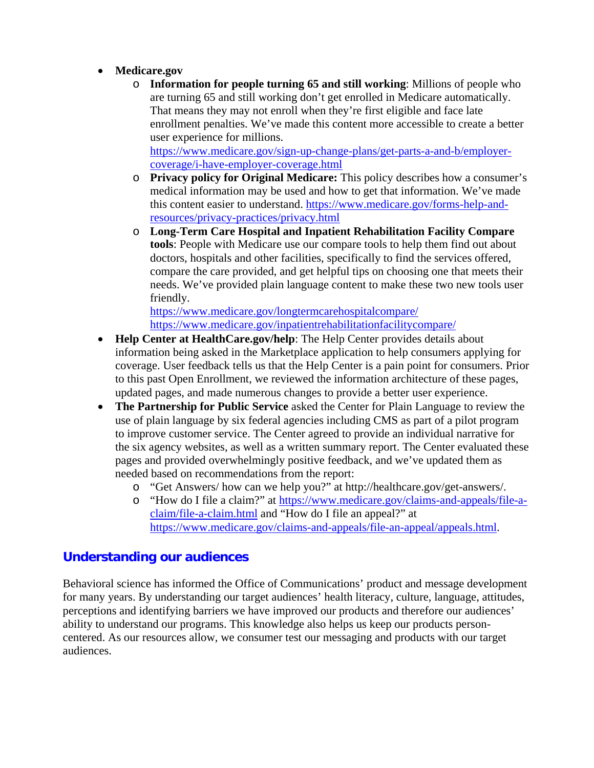- **Medicare.gov**
  - **Information for people turning 65 and still working**: Millions of people who are turning 65 and still working don't get enrolled in Medicare automatically. That means they may not enroll when they're first eligible and face late enrollment penalties. We've made this content more accessible to create a better user experience for millions. https://www.medicare.gov/sign-up-change-plans/get-parts-a-and-b/employer-coverage/i-have-employer-coverage.html
  - **Privacy policy for Original Medicare:** This policy describes how a consumer's medical information may be used and how to get that information. We've made this content easier to understand. https://www.medicare.gov/forms-help-and-resources/privacy-practices/privacy.html
  - **Long-Term Care Hospital and Inpatient Rehabilitation Facility Compare tools**: People with Medicare use our compare tools to help them find out about doctors, hospitals and other facilities, specifically to find the services offered, compare the care provided, and get helpful tips on choosing one that meets their needs. We've provided plain language content to make these two new tools user friendly.
    https://www.medicare.gov/longtermcarehospitalcompare/
    https://www.medicare.gov/inpatientrehabilitationfacilitycompare/
- **Help Center at HealthCare.gov/help**: The Help Center provides details about information being asked in the Marketplace application to help consumers applying for coverage. User feedback tells us that the Help Center is a pain point for consumers. Prior to this past Open Enrollment, we reviewed the information architecture of these pages, updated pages, and made numerous changes to provide a better user experience.
- **The Partnership for Public Service** asked the Center for Plain Language to review the use of plain language by six federal agencies including CMS as part of a pilot program to improve customer service. The Center agreed to provide an individual narrative for the six agency websites, as well as a written summary report. The Center evaluated these pages and provided overwhelmingly positive feedback, and we've updated them as needed based on recommendations from the report:
  - "Get Answers/ how can we help you?" at http://healthcare.gov/get-answers/.
  - "How do I file a claim?" at https://www.medicare.gov/claims-and-appeals/file-a-claim/file-a-claim.html and "How do I file an appeal?" at https://www.medicare.gov/claims-and-appeals/file-an-appeal/appeals.html.

## Understanding our audiences

Behavioral science has informed the Office of Communications' product and message development for many years. By understanding our target audiences' health literacy, culture, language, attitudes, perceptions and identifying barriers we have improved our products and therefore our audiences' ability to understand our programs. This knowledge also helps us keep our products person-centered. As our resources allow, we consumer test our messaging and products with our target audiences.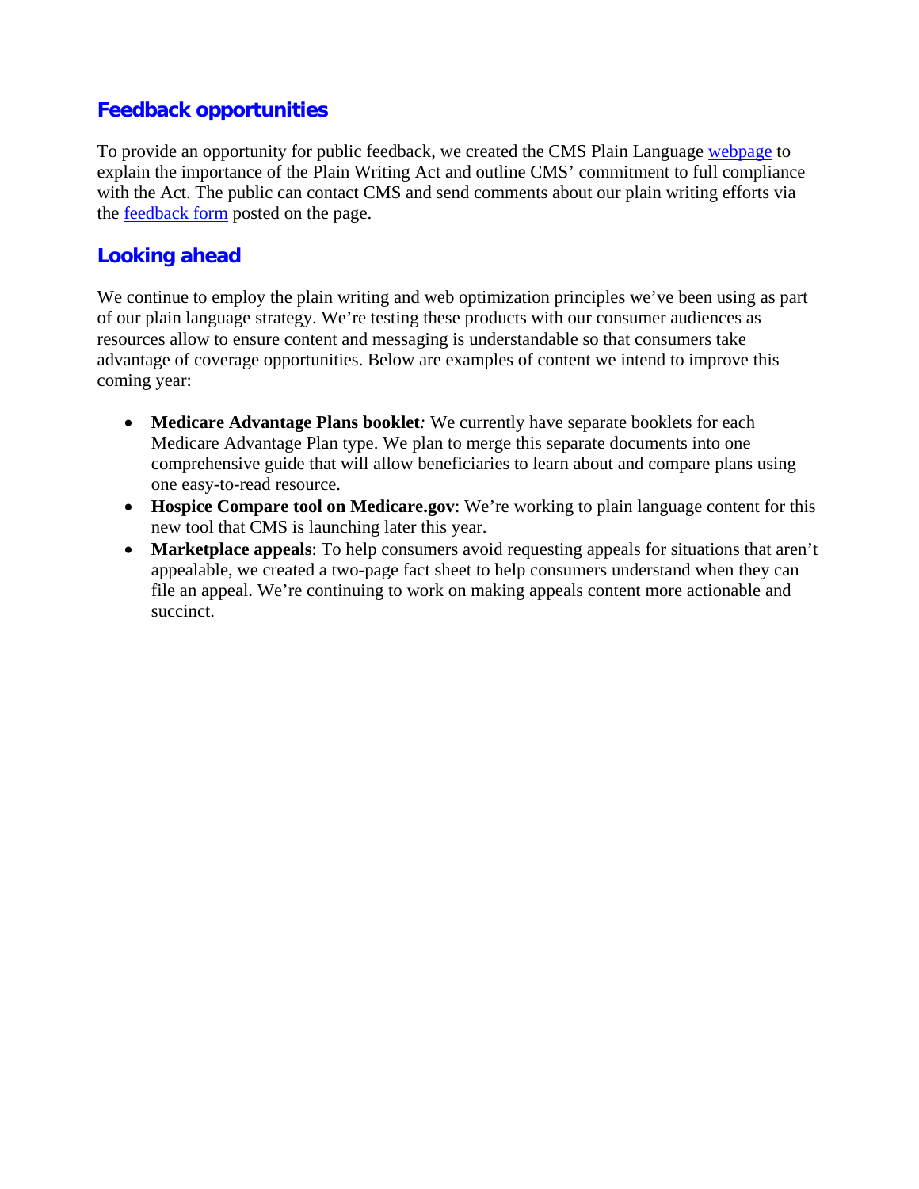## Feedback opportunities

To provide an opportunity for public feedback, we created the CMS Plain Language [webpage](#) to explain the importance of the Plain Writing Act and outline CMS' commitment to full compliance with the Act. The public can contact CMS and send comments about our plain writing efforts via the [feedback form](#) posted on the page.

## Looking ahead

We continue to employ the plain writing and web optimization principles we've been using as part of our plain language strategy. We're testing these products with our consumer audiences as resources allow to ensure content and messaging is understandable so that consumers take advantage of coverage opportunities. Below are examples of content we intend to improve this coming year:

- **Medicare Advantage Plans booklet***:* We currently have separate booklets for each Medicare Advantage Plan type. We plan to merge this separate documents into one comprehensive guide that will allow beneficiaries to learn about and compare plans using one easy-to-read resource.
- **Hospice Compare tool on Medicare.gov**: We're working to plain language content for this new tool that CMS is launching later this year.
- **Marketplace appeals**: To help consumers avoid requesting appeals for situations that aren't appealable, we created a two-page fact sheet to help consumers understand when they can file an appeal. We're continuing to work on making appeals content more actionable and succinct.